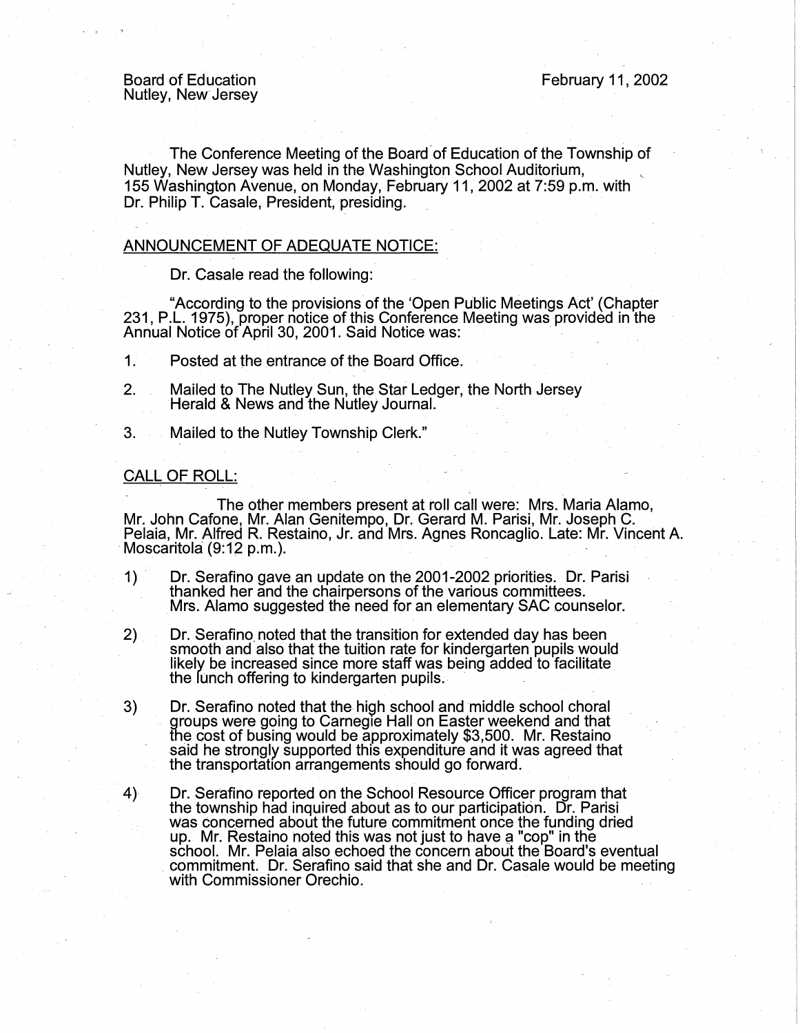Board of Education
Nutley, New Jersey

February 11, 2002

The Conference Meeting of the Board of Education of the Township of Nutley, New Jersey was held in the Washington School Auditorium, 155 Washington Avenue, on Monday, February 11, 2002 at 7:59 p.m. with Dr. Philip T. Casale, President, presiding.

## ANNOUNCEMENT OF ADEQUATE NOTICE:

Dr. Casale read the following:

"According to the provisions of the 'Open Public Meetings Act' (Chapter 231, P.L. 1975), proper notice of this Conference Meeting was provided in the Annual Notice of April 30, 2001. Said Notice was:

1. Posted at the entrance of the Board Office.
2. Mailed to The Nutley Sun, the Star Ledger, the North Jersey Herald & News and the Nutley Journal.
3. Mailed to the Nutley Township Clerk."

## CALL OF ROLL:

The other members present at roll call were: Mrs. Maria Alamo, Mr. John Cafone, Mr. Alan Genitempo, Dr. Gerard M. Parisi, Mr. Joseph C. Pelaia, Mr. Alfred R. Restaino, Jr. and Mrs. Agnes Roncaglio. Late: Mr. Vincent A. Moscaritola (9:12 p.m.).

1) Dr. Serafino gave an update on the 2001-2002 priorities. Dr. Parisi thanked her and the chairpersons of the various committees. Mrs. Alamo suggested the need for an elementary SAC counselor.

2) Dr. Serafino noted that the transition for extended day has been smooth and also that the tuition rate for kindergarten pupils would likely be increased since more staff was being added to facilitate the lunch offering to kindergarten pupils.

3) Dr. Serafino noted that the high school and middle school choral groups were going to Carnegie Hall on Easter weekend and that the cost of busing would be approximately $3,500. Mr. Restaino said he strongly supported this expenditure and it was agreed that the transportation arrangements should go forward.

4) Dr. Serafino reported on the School Resource Officer program that the township had inquired about as to our participation. Dr. Parisi was concerned about the future commitment once the funding dried up. Mr. Restaino noted this was not just to have a "cop" in the school. Mr. Pelaia also echoed the concern about the Board's eventual commitment. Dr. Serafino said that she and Dr. Casale would be meeting with Commissioner Orechio.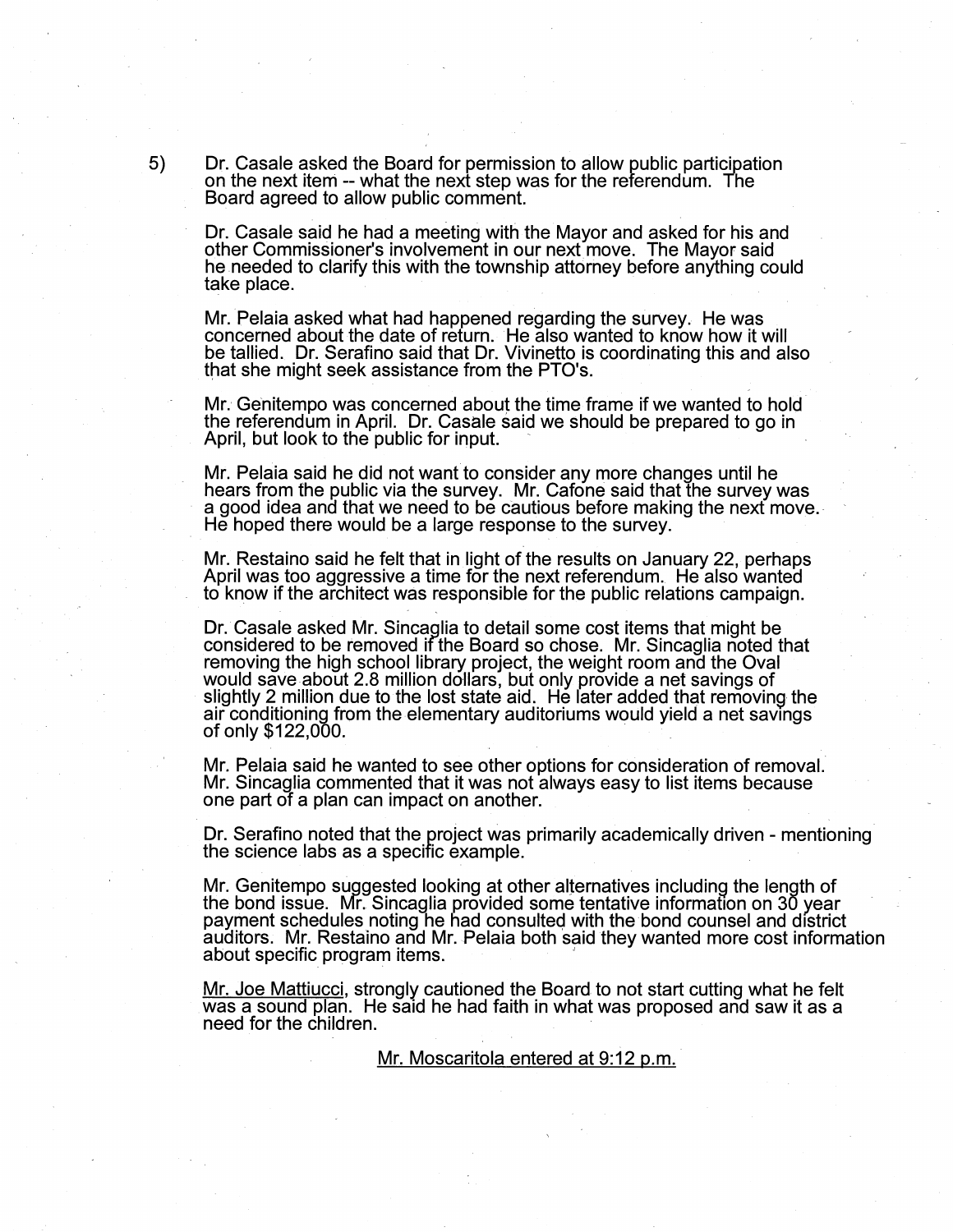5) Dr. Casale asked the Board for permission to allow public participation on the next item -- what the next step was for the referendum. The Board agreed to allow public comment.

Dr. Casale said he had a meeting with the Mayor and asked for his and other Commissioner's involvement in our next move. The Mayor said he needed to clarify this with the township attorney before anything could take place.

Mr. Pelaia asked what had happened regarding the survey. He was concerned about the date of return. He also wanted to know how it will be tallied. Dr. Serafino said that Dr. Vivinetto is coordinating this and also that she might seek assistance from the PTO's.

Mr. Genitempo was concerned about the time frame if we wanted to hold the referendum in April. Dr. Casale said we should be prepared to go in April, but look to the public for input.

Mr. Pelaia said he did not want to consider any more changes until he hears from the public via the survey. Mr. Cafone said that the survey was a good idea and that we need to be cautious before making the next move. He hoped there would be a large response to the survey.

Mr. Restaino said he felt that in light of the results on January 22, perhaps April was too aggressive a time for the next referendum. He also wanted to know if the architect was responsible for the public relations campaign.

Dr. Casale asked Mr. Sincaglia to detail some cost items that might be considered to be removed if the Board so chose. Mr. Sincaglia noted that removing the high school library project, the weight room and the Oval would save about 2.8 million dollars, but only provide a net savings of slightly 2 million due to the lost state aid. He later added that removing the air conditioning from the elementary auditoriums would yield a net savings of only $122,000.

Mr. Pelaia said he wanted to see other options for consideration of removal. Mr. Sincaglia commented that it was not always easy to list items because one part of a plan can impact on another.

Dr. Serafino noted that the project was primarily academically driven - mentioning the science labs as a specific example.

Mr. Genitempo suggested looking at other alternatives including the length of the bond issue. Mr. Sincaglia provided some tentative information on 30 year payment schedules noting he had consulted with the bond counsel and district auditors. Mr. Restaino and Mr. Pelaia both said they wanted more cost information about specific program items.

Mr. Joe Mattiucci, strongly cautioned the Board to not start cutting what he felt was a sound plan. He said he had faith in what was proposed and saw it as a need for the children.

Mr. Moscaritola entered at 9:12 p.m.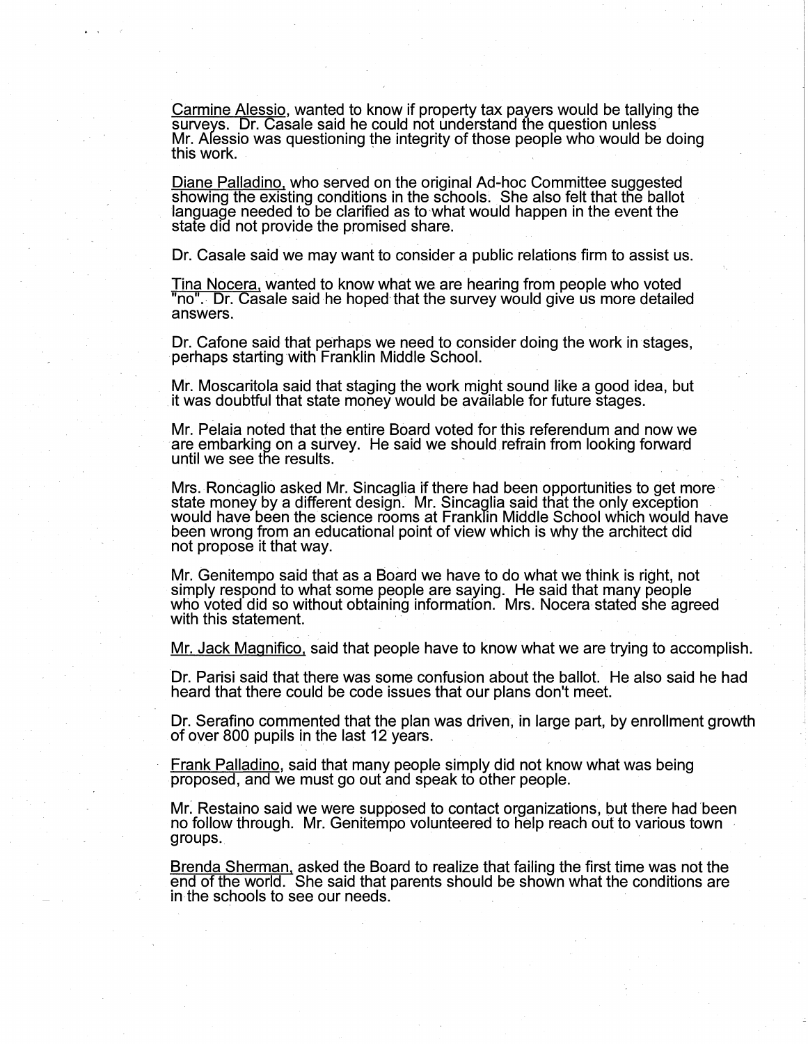Carmine Alessio, wanted to know if property tax payers would be tallying the surveys. Dr. Casale said he could not understand the question unless Mr. Alessio was questioning the integrity of those people who would be doing this work.

Diane Palladino, who served on the original Ad-hoc Committee suggested showing the existing conditions in the schools. She also felt that the ballot language needed to be clarified as to what would happen in the event the state did not provide the promised share.

Dr. Casale said we may want to consider a public relations firm to assist us.

Tina Nocera, wanted to know what we are hearing from people who voted "no". Dr. Casale said he hoped that the survey would give us more detailed answers.

Dr. Cafone said that perhaps we need to consider doing the work in stages, perhaps starting with Franklin Middle School.

Mr. Moscaritola said that staging the work might sound like a good idea, but it was doubtful that state money would be available for future stages.

Mr. Pelaia noted that the entire Board voted for this referendum and now we are embarking on a survey. He said we should refrain from looking forward until we see the results.

Mrs. Roncaglio asked Mr. Sincaglia if there had been opportunities to get more state money by a different design. Mr. Sincaglia said that the only exception would have been the science rooms at Franklin Middle School which would have been wrong from an educational point of view which is why the architect did not propose it that way.

Mr. Genitempo said that as a Board we have to do what we think is right, not simply respond to what some people are saying. He said that many people who voted did so without obtaining information. Mrs. Nocera stated she agreed with this statement.

Mr. Jack Magnifico, said that people have to know what we are trying to accomplish.

Dr. Parisi said that there was some confusion about the ballot. He also said he had heard that there could be code issues that our plans don't meet.

Dr. Serafino commented that the plan was driven, in large part, by enrollment growth of over 800 pupils in the last 12 years.

Frank Palladino, said that many people simply did not know what was being proposed, and we must go out and speak to other people.

Mr. Restaino said we were supposed to contact organizations, but there had been no follow through. Mr. Genitempo volunteered to help reach out to various town groups.

Brenda Sherman, asked the Board to realize that failing the first time was not the end of the world. She said that parents should be shown what the conditions are in the schools to see our needs.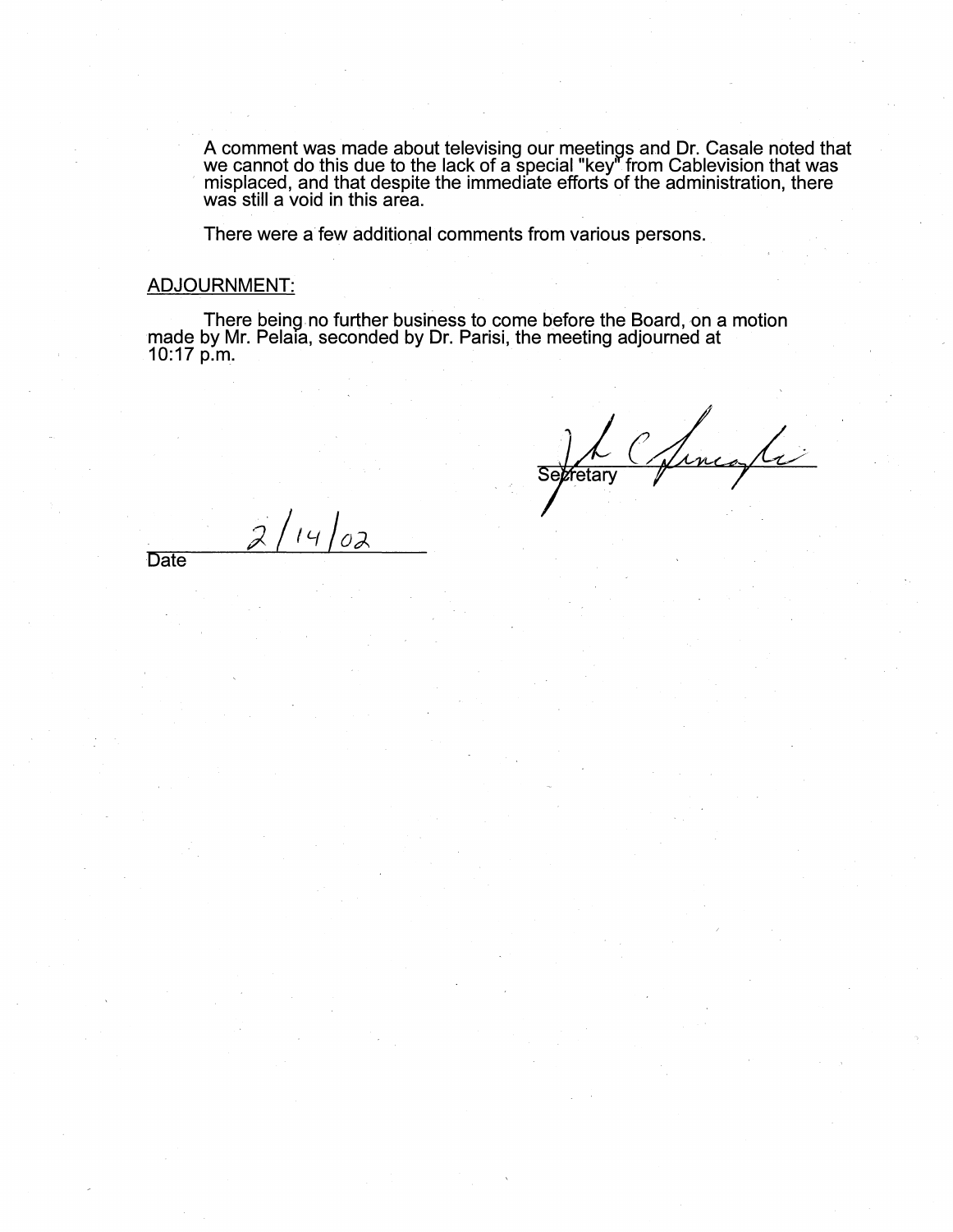A comment was made about televising our meetings and Dr. Casale noted that we cannot do this due to the lack of a special "key" from Cablevision that was misplaced, and that despite the immediate efforts of the administration, there was still a void in this area.

There were a few additional comments from various persons.

ADJOURNMENT:

There being no further business to come before the Board, on a motion made by Mr. Pelaia, seconded by Dr. Parisi, the meeting adjourned at 10:17 p.m.

Secretary

2/14/02

Date